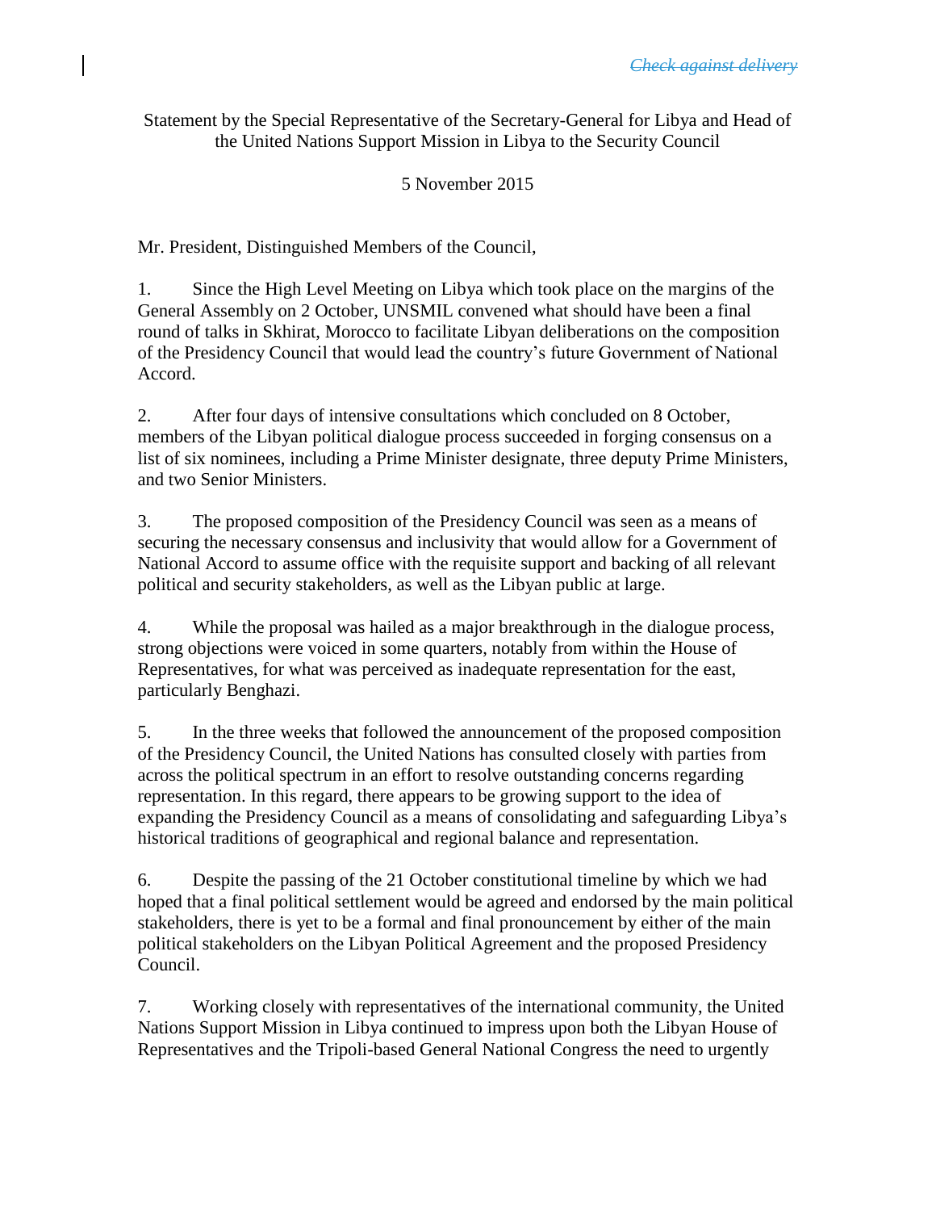*Check against delivery*

Statement by the Special Representative of the Secretary-General for Libya and Head of the United Nations Support Mission in Libya to the Security Council

5 November 2015

Mr. President, Distinguished Members of the Council,

1. Since the High Level Meeting on Libya which took place on the margins of the General Assembly on 2 October, UNSMIL convened what should have been a final round of talks in Skhirat, Morocco to facilitate Libyan deliberations on the composition of the Presidency Council that would lead the country's future Government of National Accord.

2. After four days of intensive consultations which concluded on 8 October, members of the Libyan political dialogue process succeeded in forging consensus on a list of six nominees, including a Prime Minister designate, three deputy Prime Ministers, and two Senior Ministers.

3. The proposed composition of the Presidency Council was seen as a means of securing the necessary consensus and inclusivity that would allow for a Government of National Accord to assume office with the requisite support and backing of all relevant political and security stakeholders, as well as the Libyan public at large.

4. While the proposal was hailed as a major breakthrough in the dialogue process, strong objections were voiced in some quarters, notably from within the House of Representatives, for what was perceived as inadequate representation for the east, particularly Benghazi.

5. In the three weeks that followed the announcement of the proposed composition of the Presidency Council, the United Nations has consulted closely with parties from across the political spectrum in an effort to resolve outstanding concerns regarding representation. In this regard, there appears to be growing support to the idea of expanding the Presidency Council as a means of consolidating and safeguarding Libya's historical traditions of geographical and regional balance and representation.

6. Despite the passing of the 21 October constitutional timeline by which we had hoped that a final political settlement would be agreed and endorsed by the main political stakeholders, there is yet to be a formal and final pronouncement by either of the main political stakeholders on the Libyan Political Agreement and the proposed Presidency Council.

7. Working closely with representatives of the international community, the United Nations Support Mission in Libya continued to impress upon both the Libyan House of Representatives and the Tripoli-based General National Congress the need to urgently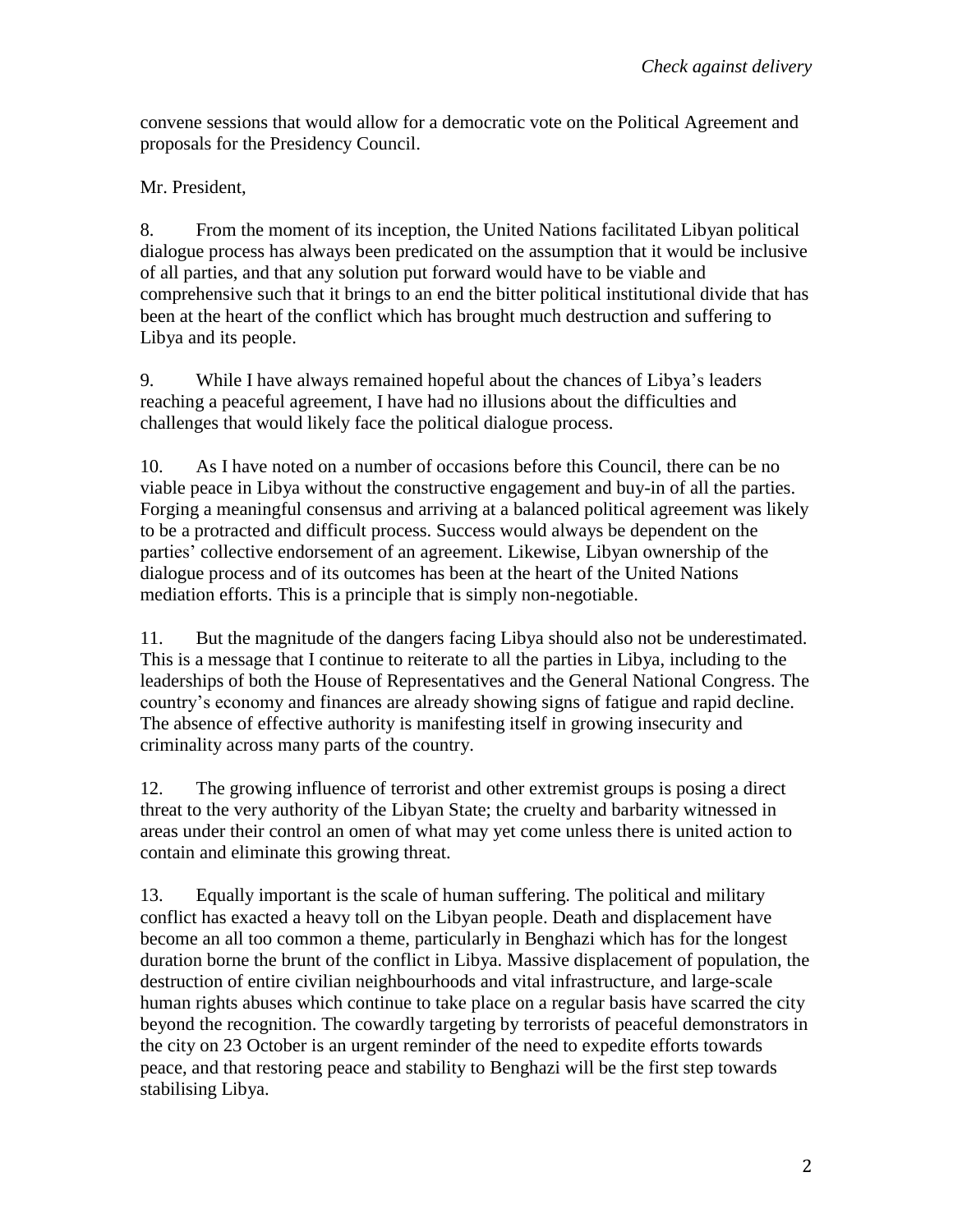convene sessions that would allow for a democratic vote on the Political Agreement and proposals for the Presidency Council.

Mr. President,

8. From the moment of its inception, the United Nations facilitated Libyan political dialogue process has always been predicated on the assumption that it would be inclusive of all parties, and that any solution put forward would have to be viable and comprehensive such that it brings to an end the bitter political institutional divide that has been at the heart of the conflict which has brought much destruction and suffering to Libya and its people.

9. While I have always remained hopeful about the chances of Libya's leaders reaching a peaceful agreement, I have had no illusions about the difficulties and challenges that would likely face the political dialogue process.

10. As I have noted on a number of occasions before this Council, there can be no viable peace in Libya without the constructive engagement and buy-in of all the parties. Forging a meaningful consensus and arriving at a balanced political agreement was likely to be a protracted and difficult process. Success would always be dependent on the parties' collective endorsement of an agreement. Likewise, Libyan ownership of the dialogue process and of its outcomes has been at the heart of the United Nations mediation efforts. This is a principle that is simply non-negotiable.

11. But the magnitude of the dangers facing Libya should also not be underestimated. This is a message that I continue to reiterate to all the parties in Libya, including to the leaderships of both the House of Representatives and the General National Congress. The country's economy and finances are already showing signs of fatigue and rapid decline. The absence of effective authority is manifesting itself in growing insecurity and criminality across many parts of the country.

12. The growing influence of terrorist and other extremist groups is posing a direct threat to the very authority of the Libyan State; the cruelty and barbarity witnessed in areas under their control an omen of what may yet come unless there is united action to contain and eliminate this growing threat.

13. Equally important is the scale of human suffering. The political and military conflict has exacted a heavy toll on the Libyan people. Death and displacement have become an all too common a theme, particularly in Benghazi which has for the longest duration borne the brunt of the conflict in Libya. Massive displacement of population, the destruction of entire civilian neighbourhoods and vital infrastructure, and large-scale human rights abuses which continue to take place on a regular basis have scarred the city beyond the recognition. The cowardly targeting by terrorists of peaceful demonstrators in the city on 23 October is an urgent reminder of the need to expedite efforts towards peace, and that restoring peace and stability to Benghazi will be the first step towards stabilising Libya.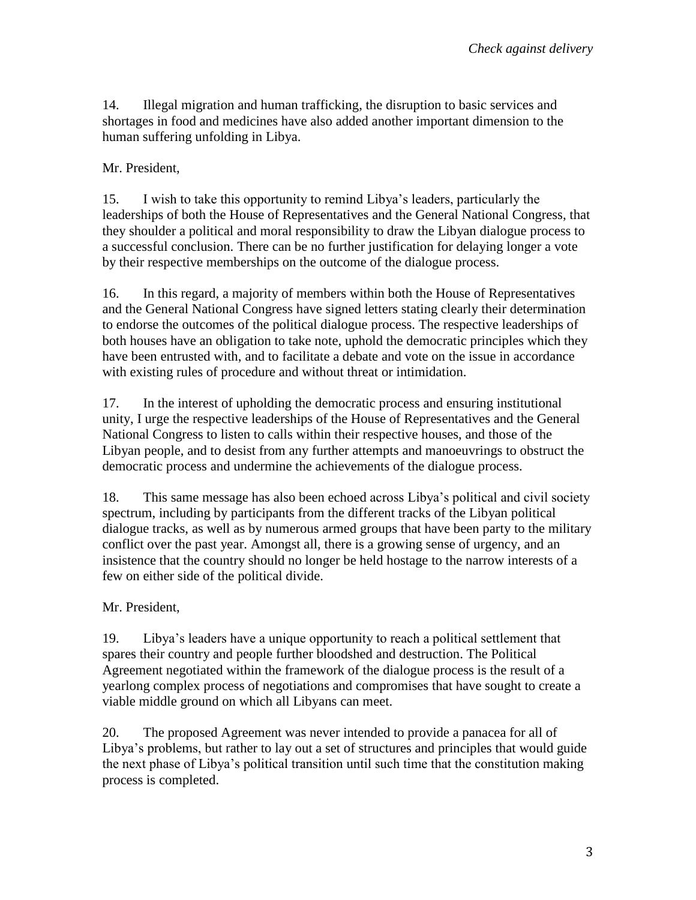14. Illegal migration and human trafficking, the disruption to basic services and shortages in food and medicines have also added another important dimension to the human suffering unfolding in Libya.

Mr. President,

15. I wish to take this opportunity to remind Libya's leaders, particularly the leaderships of both the House of Representatives and the General National Congress, that they shoulder a political and moral responsibility to draw the Libyan dialogue process to a successful conclusion. There can be no further justification for delaying longer a vote by their respective memberships on the outcome of the dialogue process.

16. In this regard, a majority of members within both the House of Representatives and the General National Congress have signed letters stating clearly their determination to endorse the outcomes of the political dialogue process. The respective leaderships of both houses have an obligation to take note, uphold the democratic principles which they have been entrusted with, and to facilitate a debate and vote on the issue in accordance with existing rules of procedure and without threat or intimidation.

17. In the interest of upholding the democratic process and ensuring institutional unity, I urge the respective leaderships of the House of Representatives and the General National Congress to listen to calls within their respective houses, and those of the Libyan people, and to desist from any further attempts and manoeuvrings to obstruct the democratic process and undermine the achievements of the dialogue process.

18. This same message has also been echoed across Libya's political and civil society spectrum, including by participants from the different tracks of the Libyan political dialogue tracks, as well as by numerous armed groups that have been party to the military conflict over the past year. Amongst all, there is a growing sense of urgency, and an insistence that the country should no longer be held hostage to the narrow interests of a few on either side of the political divide.

Mr. President,

19. Libya's leaders have a unique opportunity to reach a political settlement that spares their country and people further bloodshed and destruction. The Political Agreement negotiated within the framework of the dialogue process is the result of a yearlong complex process of negotiations and compromises that have sought to create a viable middle ground on which all Libyans can meet.

20. The proposed Agreement was never intended to provide a panacea for all of Libya's problems, but rather to lay out a set of structures and principles that would guide the next phase of Libya's political transition until such time that the constitution making process is completed.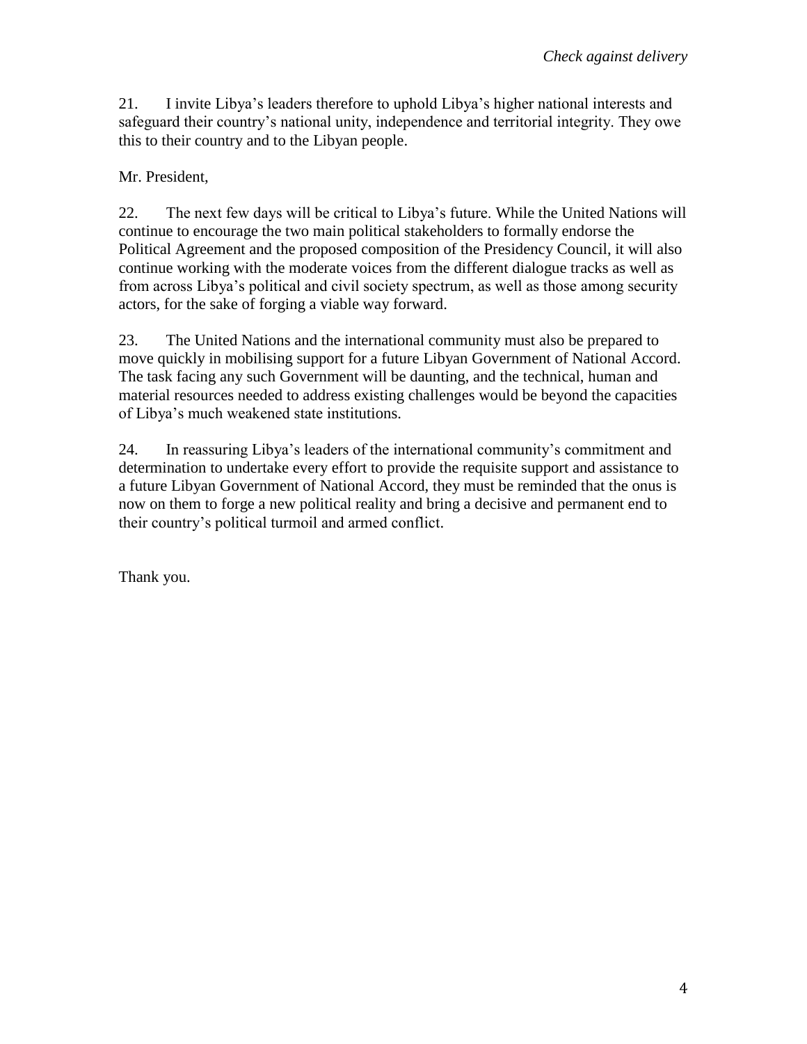*Check against delivery*

21. I invite Libya's leaders therefore to uphold Libya's higher national interests and safeguard their country's national unity, independence and territorial integrity. They owe this to their country and to the Libyan people.

Mr. President,

22. The next few days will be critical to Libya's future. While the United Nations will continue to encourage the two main political stakeholders to formally endorse the Political Agreement and the proposed composition of the Presidency Council, it will also continue working with the moderate voices from the different dialogue tracks as well as from across Libya's political and civil society spectrum, as well as those among security actors, for the sake of forging a viable way forward.

23. The United Nations and the international community must also be prepared to move quickly in mobilising support for a future Libyan Government of National Accord. The task facing any such Government will be daunting, and the technical, human and material resources needed to address existing challenges would be beyond the capacities of Libya's much weakened state institutions.

24. In reassuring Libya's leaders of the international community's commitment and determination to undertake every effort to provide the requisite support and assistance to a future Libyan Government of National Accord, they must be reminded that the onus is now on them to forge a new political reality and bring a decisive and permanent end to their country's political turmoil and armed conflict.

Thank you.